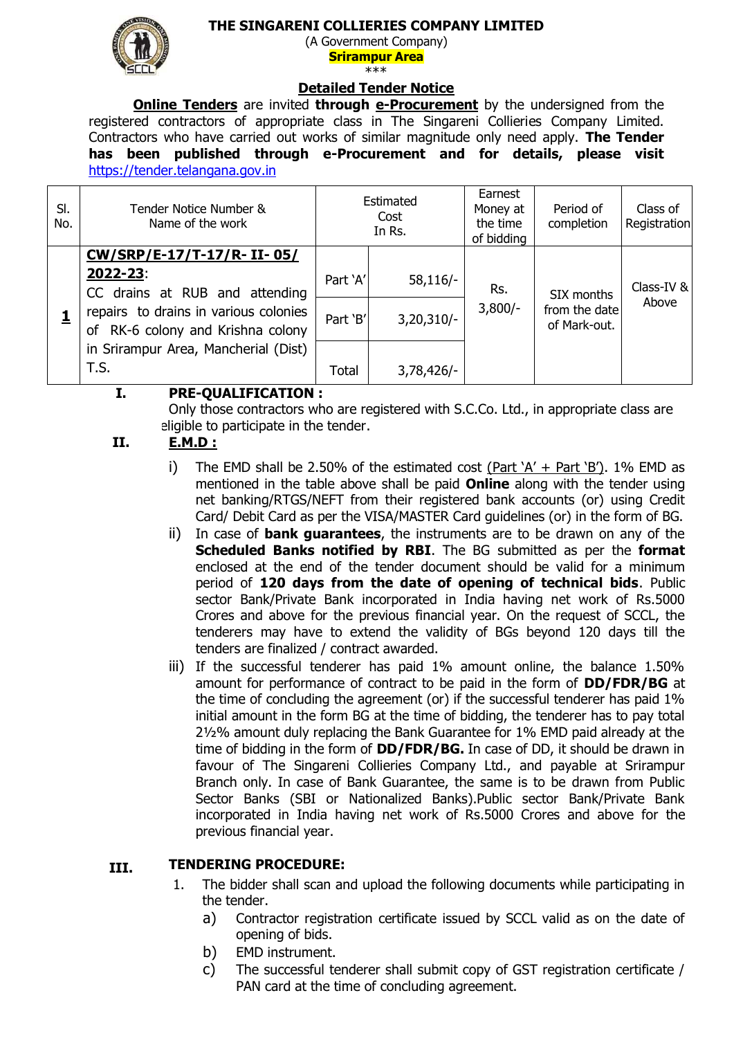# THE SINGARENI COLLIERIES COMPANY LIMITED

(A Government Company)

**Srirampur Area**

\*\*\*

## Detailed Tender Notice

**Online Tenders** are invited **through e-Procurement** by the undersigned from the registered contractors of appropriate class in The Singareni Collieries Company Limited. Contractors who have carried out works of similar magnitude only need apply. **The Tender has been published through e-Procurement and for details, please visit** https://tender.telangana.gov.in

| Sl. No. | Tender Notice Number & Name of the work | Estimated Cost In Rs. | | Earnest Money at the time of bidding | Period of completion | Class of Registration |
|---|---|---|---|---|---|---|
| **1** | **CW/SRP/E-17/T-17/R- II- 05/ 2022-23**: CC drains at RUB and attending repairs to drains in various colonies of RK-6 colony and Krishna colony in Srirampur Area, Mancherial (Dist) T.S. | Part 'A' | 58,116/- | Rs. 3,800/- | SIX months from the date of Mark-out. | Class-IV & Above |
| | | Part 'B' | 3,20,310/- | | | |
| | | Total | 3,78,426/- | | | |

**I. PRE-QUALIFICATION :**

Only those contractors who are registered with S.C.Co. Ltd., in appropriate class are eligible to participate in the tender.

**II. E.M.D :**

i) The EMD shall be 2.50% of the estimated cost (Part 'A' + Part 'B'). 1% EMD as mentioned in the table above shall be paid **Online** along with the tender using net banking/RTGS/NEFT from their registered bank accounts (or) using Credit Card/ Debit Card as per the VISA/MASTER Card guidelines (or) in the form of BG.

ii) In case of **bank guarantees**, the instruments are to be drawn on any of the **Scheduled Banks notified by RBI**. The BG submitted as per the **format** enclosed at the end of the tender document should be valid for a minimum period of **120 days from the date of opening of technical bids**. Public sector Bank/Private Bank incorporated in India having net work of Rs.5000 Crores and above for the previous financial year. On the request of SCCL, the tenderers may have to extend the validity of BGs beyond 120 days till the tenders are finalized / contract awarded.

iii) If the successful tenderer has paid 1% amount online, the balance 1.50% amount for performance of contract to be paid in the form of **DD/FDR/BG** at the time of concluding the agreement (or) if the successful tenderer has paid 1% initial amount in the form BG at the time of bidding, the tenderer has to pay total 2½% amount duly replacing the Bank Guarantee for 1% EMD paid already at the time of bidding in the form of **DD/FDR/BG.** In case of DD, it should be drawn in favour of The Singareni Collieries Company Ltd., and payable at Srirampur Branch only. In case of Bank Guarantee, the same is to be drawn from Public Sector Banks (SBI or Nationalized Banks).Public sector Bank/Private Bank incorporated in India having net work of Rs.5000 Crores and above for the previous financial year.

**III. TENDERING PROCEDURE:**

1. The bidder shall scan and upload the following documents while participating in the tender.
   a) Contractor registration certificate issued by SCCL valid as on the date of opening of bids.
   b) EMD instrument.
   c) The successful tenderer shall submit copy of GST registration certificate / PAN card at the time of concluding agreement.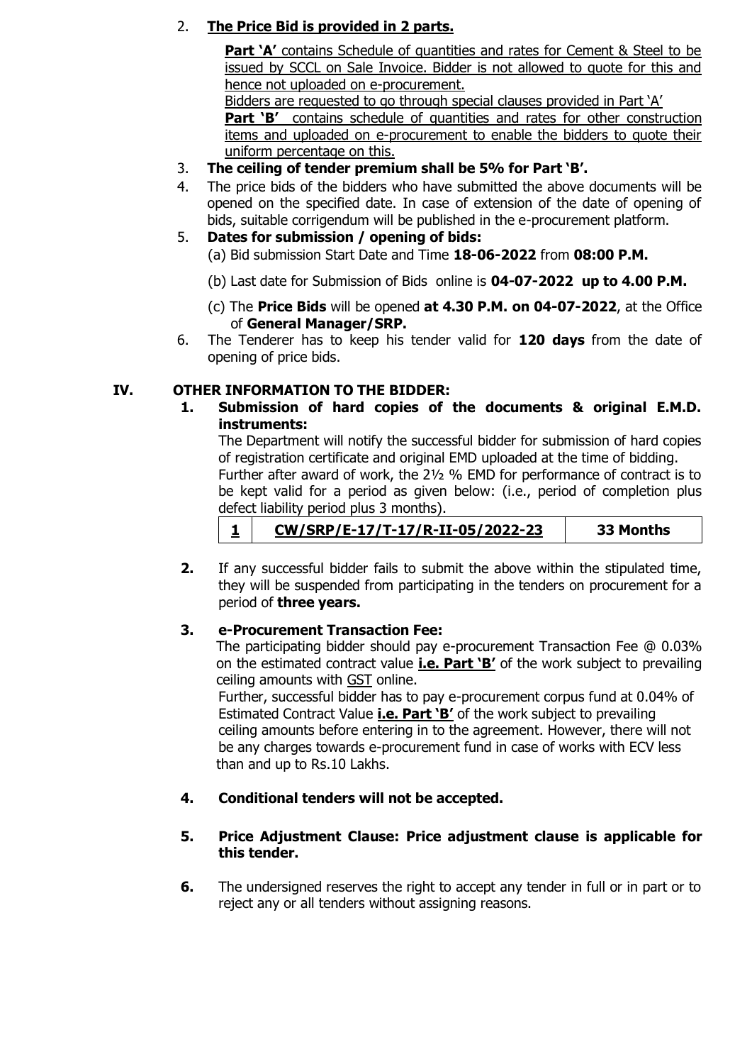2. **The Price Bid is provided in 2 parts.**

   **Part 'A'** contains Schedule of quantities and rates for Cement & Steel to be issued by SCCL on Sale Invoice. Bidder is not allowed to quote for this and hence not uploaded on e-procurement.
   Bidders are requested to go through special clauses provided in Part 'A'
   **Part 'B'** contains schedule of quantities and rates for other construction items and uploaded on e-procurement to enable the bidders to quote their uniform percentage on this.

3. **The ceiling of tender premium shall be 5% for Part 'B'.**
4. The price bids of the bidders who have submitted the above documents will be opened on the specified date. In case of extension of the date of opening of bids, suitable corrigendum will be published in the e-procurement platform.
5. **Dates for submission / opening of bids:**
   (a) Bid submission Start Date and Time **18-06-2022** from **08:00 P.M.**

   (b) Last date for Submission of Bids online is **04-07-2022 up to 4.00 P.M.**

   (c) The **Price Bids** will be opened **at 4.30 P.M. on 04-07-2022**, at the Office of **General Manager/SRP.**
6. The Tenderer has to keep his tender valid for **120 days** from the date of opening of price bids.

## IV. OTHER INFORMATION TO THE BIDDER:

1. **Submission of hard copies of the documents & original E.M.D. instruments:**
   The Department will notify the successful bidder for submission of hard copies of registration certificate and original EMD uploaded at the time of bidding.
   Further after award of work, the 2½ % EMD for performance of contract is to be kept valid for a period as given below: (i.e., period of completion plus defect liability period plus 3 months).

| **1** | **CW/SRP/E-17/T-17/R-II-05/2022-23** | **33 Months** |
|---|---|---|

2. If any successful bidder fails to submit the above within the stipulated time, they will be suspended from participating in the tenders on procurement for a period of **three years.**

3. **e-Procurement Transaction Fee:**
   The participating bidder should pay e-procurement Transaction Fee @ 0.03% on the estimated contract value **i.e. Part 'B'** of the work subject to prevailing ceiling amounts with GST online.
   Further, successful bidder has to pay e-procurement corpus fund at 0.04% of Estimated Contract Value **i.e. Part 'B'** of the work subject to prevailing ceiling amounts before entering in to the agreement. However, there will not be any charges towards e-procurement fund in case of works with ECV less than and up to Rs.10 Lakhs.

4. **Conditional tenders will not be accepted.**

5. **Price Adjustment Clause: Price adjustment clause is applicable for this tender.**

6. The undersigned reserves the right to accept any tender in full or in part or to reject any or all tenders without assigning reasons.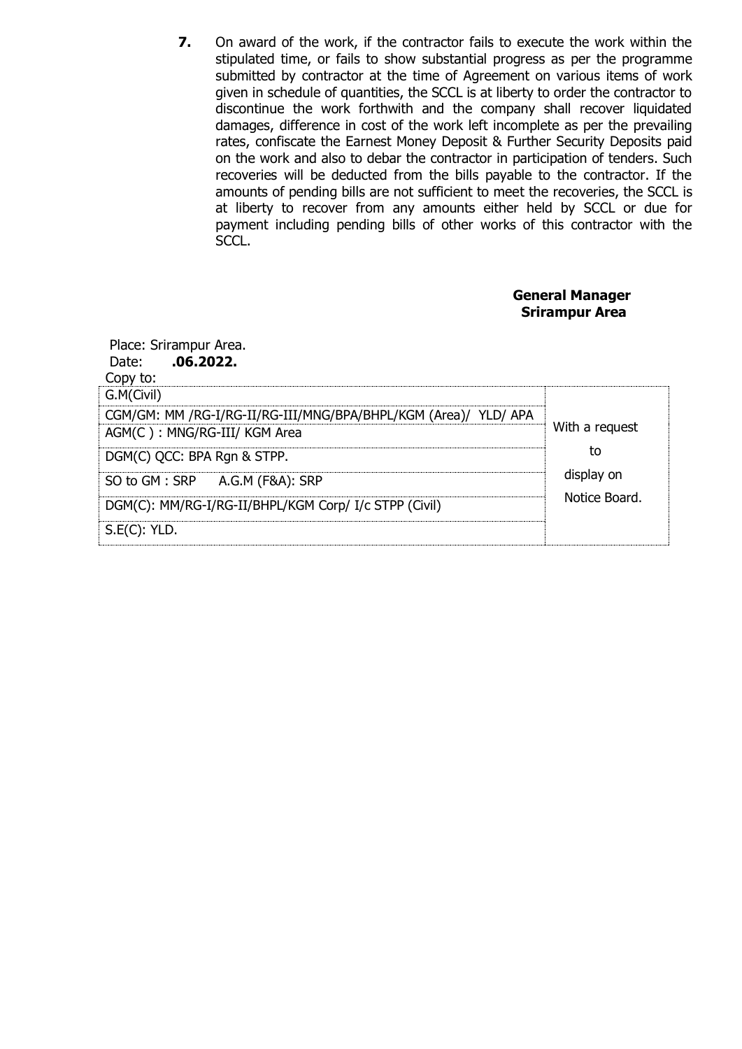**7.** On award of the work, if the contractor fails to execute the work within the stipulated time, or fails to show substantial progress as per the programme submitted by contractor at the time of Agreement on various items of work given in schedule of quantities, the SCCL is at liberty to order the contractor to discontinue the work forthwith and the company shall recover liquidated damages, difference in cost of the work left incomplete as per the prevailing rates, confiscate the Earnest Money Deposit & Further Security Deposits paid on the work and also to debar the contractor in participation of tenders. Such recoveries will be deducted from the bills payable to the contractor. If the amounts of pending bills are not sufficient to meet the recoveries, the SCCL is at liberty to recover from any amounts either held by SCCL or due for payment including pending bills of other works of this contractor with the SCCL.

**General Manager**
**Srirampur Area**

Place: Srirampur Area.
Date: **.06.2022.**

Copy to:

| | |
|---|---|
| G.M(Civil) | With a request to display on Notice Board. |
| CGM/GM: MM /RG-I/RG-II/RG-III/MNG/BPA/BHPL/KGM (Area)/ YLD/ APA | |
| AGM(C ) : MNG/RG-III/ KGM Area | |
| DGM(C) QCC: BPA Rgn & STPP. | |
| SO to GM : SRP A.G.M (F&A): SRP | |
| DGM(C): MM/RG-I/RG-II/BHPL/KGM Corp/ I/c STPP (Civil) | |
| S.E(C): YLD. | |